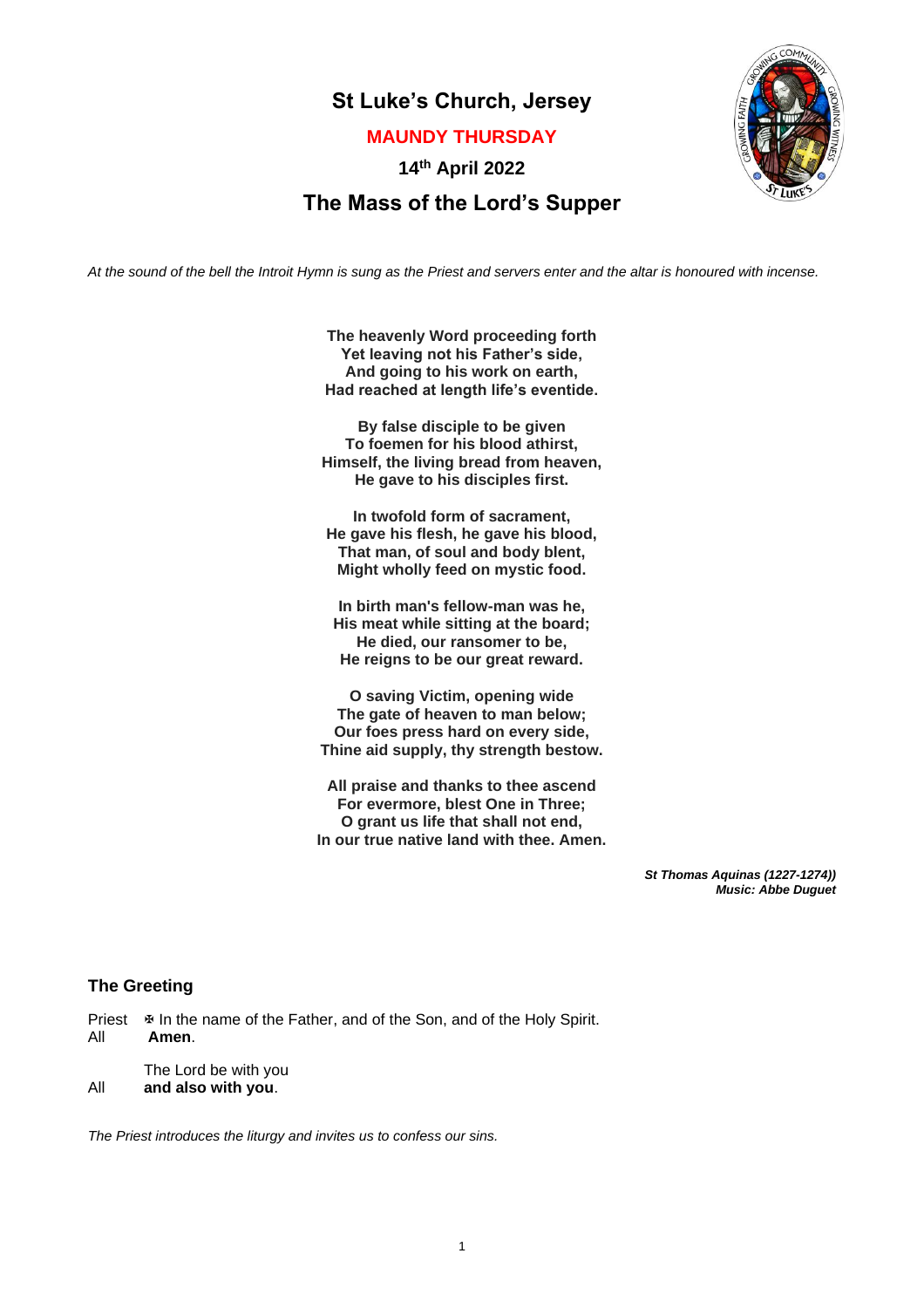# St Luke's Church, Jersey

## MAUNDY THURSDAY

### 14th April 2022

## The Mass of the Lord's Supper

*At the sound of the bell the Introit Hymn is sung as the Priest and servers enter and the altar is honoured with incense.*

**The heavenly Word proceeding forth**
**Yet leaving not his Father's side,**
**And going to his work on earth,**
**Had reached at length life's eventide.**

**By false disciple to be given**
**To foemen for his blood athirst,**
**Himself, the living bread from heaven,**
**He gave to his disciples first.**

**In twofold form of sacrament,**
**He gave his flesh, he gave his blood,**
**That man, of soul and body blent,**
**Might wholly feed on mystic food.**

**In birth man's fellow-man was he,**
**His meat while sitting at the board;**
**He died, our ransomer to be,**
**He reigns to be our great reward.**

**O saving Victim, opening wide**
**The gate of heaven to man below;**
**Our foes press hard on every side,**
**Thine aid supply, thy strength bestow.**

**All praise and thanks to thee ascend**
**For evermore, blest One in Three;**
**O grant us life that shall not end,**
**In our true native land with thee. Amen.**

***St Thomas Aquinas (1227-1274))***
***Music: Abbe Duguet***

### The Greeting

Priest ✠ In the name of the Father, and of the Son, and of the Holy Spirit.
All **Amen**.

The Lord be with you
All **and also with you**.

*The Priest introduces the liturgy and invites us to confess our sins.*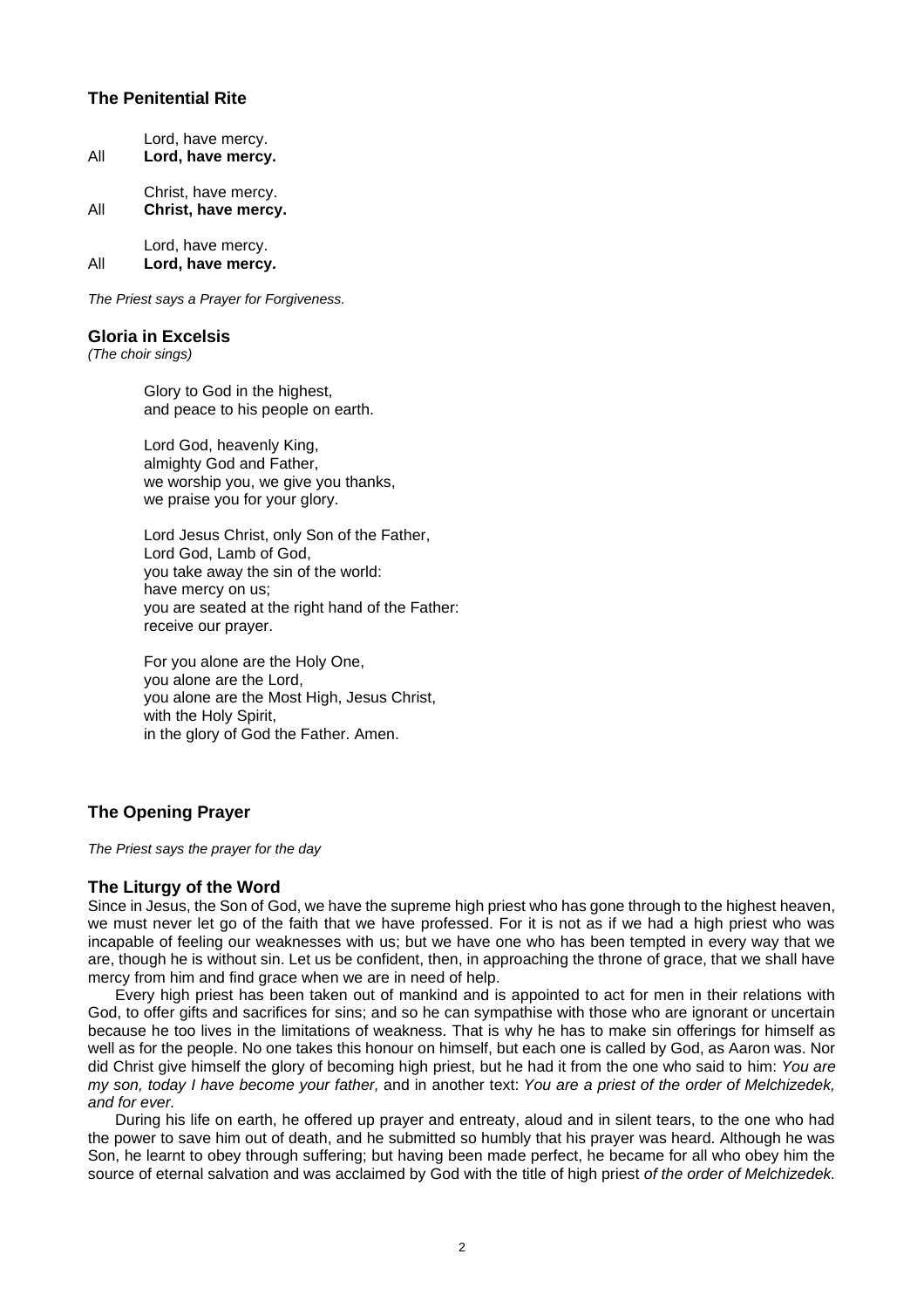## The Penitential Rite

Lord, have mercy.
All **Lord, have mercy.**

Christ, have mercy.
All **Christ, have mercy.**

Lord, have mercy.
All **Lord, have mercy.**

*The Priest says a Prayer for Forgiveness.*

## Gloria in Excelsis

*(The choir sings)*

Glory to God in the highest,
and peace to his people on earth.

Lord God, heavenly King,
almighty God and Father,
we worship you, we give you thanks,
we praise you for your glory.

Lord Jesus Christ, only Son of the Father,
Lord God, Lamb of God,
you take away the sin of the world:
have mercy on us;
you are seated at the right hand of the Father:
receive our prayer.

For you alone are the Holy One,
you alone are the Lord,
you alone are the Most High, Jesus Christ,
with the Holy Spirit,
in the glory of God the Father. Amen.

## The Opening Prayer

*The Priest says the prayer for the day*

## The Liturgy of the Word

Since in Jesus, the Son of God, we have the supreme high priest who has gone through to the highest heaven, we must never let go of the faith that we have professed. For it is not as if we had a high priest who was incapable of feeling our weaknesses with us; but we have one who has been tempted in every way that we are, though he is without sin. Let us be confident, then, in approaching the throne of grace, that we shall have mercy from him and find grace when we are in need of help.

Every high priest has been taken out of mankind and is appointed to act for men in their relations with God, to offer gifts and sacrifices for sins; and so he can sympathise with those who are ignorant or uncertain because he too lives in the limitations of weakness. That is why he has to make sin offerings for himself as well as for the people. No one takes this honour on himself, but each one is called by God, as Aaron was. Nor did Christ give himself the glory of becoming high priest, but he had it from the one who said to him: *You are my son, today I have become your father,* and in another text: *You are a priest of the order of Melchizedek, and for ever.*

During his life on earth, he offered up prayer and entreaty, aloud and in silent tears, to the one who had the power to save him out of death, and he submitted so humbly that his prayer was heard. Although he was Son, he learnt to obey through suffering; but having been made perfect, he became for all who obey him the source of eternal salvation and was acclaimed by God with the title of high priest *of the order of Melchizedek.*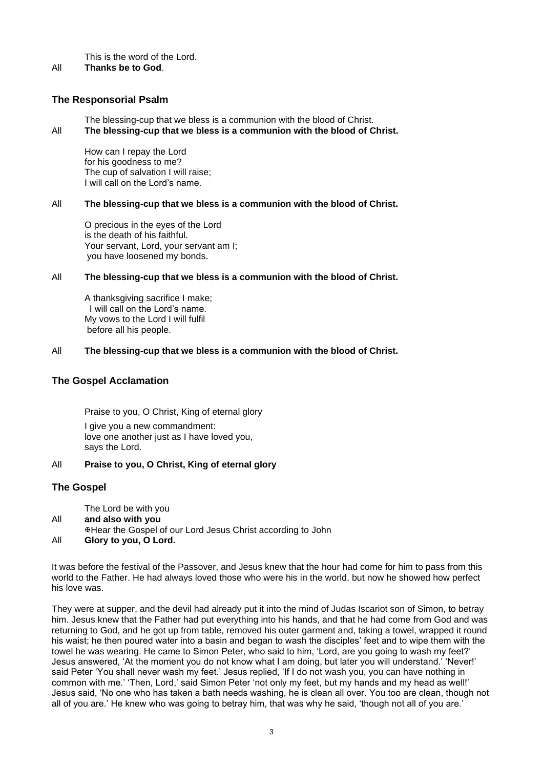This is the word of the Lord.

All **Thanks be to God**.

## The Responsorial Psalm

The blessing-cup that we bless is a communion with the blood of Christ.

All **The blessing-cup that we bless is a communion with the blood of Christ.**

How can I repay the Lord
for his goodness to me?
The cup of salvation I will raise;
I will call on the Lord's name.

All **The blessing-cup that we bless is a communion with the blood of Christ.**

O precious in the eyes of the Lord
is the death of his faithful.
Your servant, Lord, your servant am I;
you have loosened my bonds.

All **The blessing-cup that we bless is a communion with the blood of Christ.**

A thanksgiving sacrifice I make;
I will call on the Lord's name.
My vows to the Lord I will fulfil
before all his people.

All **The blessing-cup that we bless is a communion with the blood of Christ.**

## The Gospel Acclamation

Praise to you, O Christ, King of eternal glory

I give you a new commandment:
love one another just as I have loved you,
says the Lord.

All **Praise to you, O Christ, King of eternal glory**

## The Gospel

The Lord be with you

All **and also with you**

✠Hear the Gospel of our Lord Jesus Christ according to John

All **Glory to you, O Lord.**

It was before the festival of the Passover, and Jesus knew that the hour had come for him to pass from this world to the Father. He had always loved those who were his in the world, but now he showed how perfect his love was.

They were at supper, and the devil had already put it into the mind of Judas Iscariot son of Simon, to betray him. Jesus knew that the Father had put everything into his hands, and that he had come from God and was returning to God, and he got up from table, removed his outer garment and, taking a towel, wrapped it round his waist; he then poured water into a basin and began to wash the disciples' feet and to wipe them with the towel he was wearing. He came to Simon Peter, who said to him, 'Lord, are you going to wash my feet?' Jesus answered, 'At the moment you do not know what I am doing, but later you will understand.' 'Never!' said Peter 'You shall never wash my feet.' Jesus replied, 'If I do not wash you, you can have nothing in common with me.' 'Then, Lord,' said Simon Peter 'not only my feet, but my hands and my head as well!' Jesus said, 'No one who has taken a bath needs washing, he is clean all over. You too are clean, though not all of you are.' He knew who was going to betray him, that was why he said, 'though not all of you are.'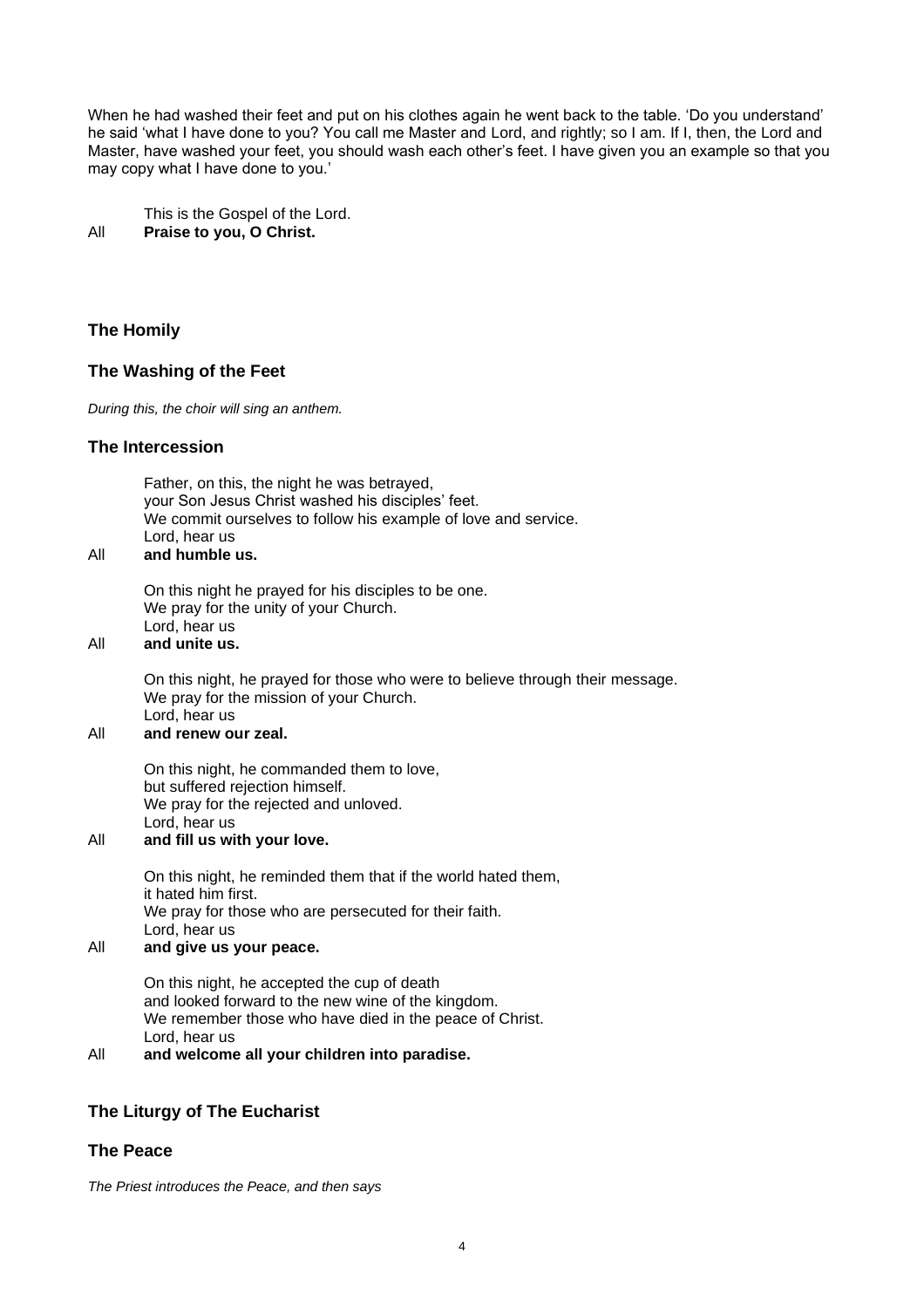When he had washed their feet and put on his clothes again he went back to the table. 'Do you understand' he said 'what I have done to you? You call me Master and Lord, and rightly; so I am. If I, then, the Lord and Master, have washed your feet, you should wash each other's feet. I have given you an example so that you may copy what I have done to you.'

This is the Gospel of the Lord.
All **Praise to you, O Christ.**

### The Homily

### The Washing of the Feet

*During this, the choir will sing an anthem.*

### The Intercession

Father, on this, the night he was betrayed,
your Son Jesus Christ washed his disciples' feet.
We commit ourselves to follow his example of love and service.
Lord, hear us
All **and humble us.**

On this night he prayed for his disciples to be one.
We pray for the unity of your Church.
Lord, hear us
All **and unite us.**

On this night, he prayed for those who were to believe through their message.
We pray for the mission of your Church.
Lord, hear us
All **and renew our zeal.**

On this night, he commanded them to love,
but suffered rejection himself.
We pray for the rejected and unloved.
Lord, hear us
All **and fill us with your love.**

On this night, he reminded them that if the world hated them,
it hated him first.
We pray for those who are persecuted for their faith.
Lord, hear us
All **and give us your peace.**

On this night, he accepted the cup of death
and looked forward to the new wine of the kingdom.
We remember those who have died in the peace of Christ.
Lord, hear us
All **and welcome all your children into paradise.**

### The Liturgy of The Eucharist

### The Peace

*The Priest introduces the Peace, and then says*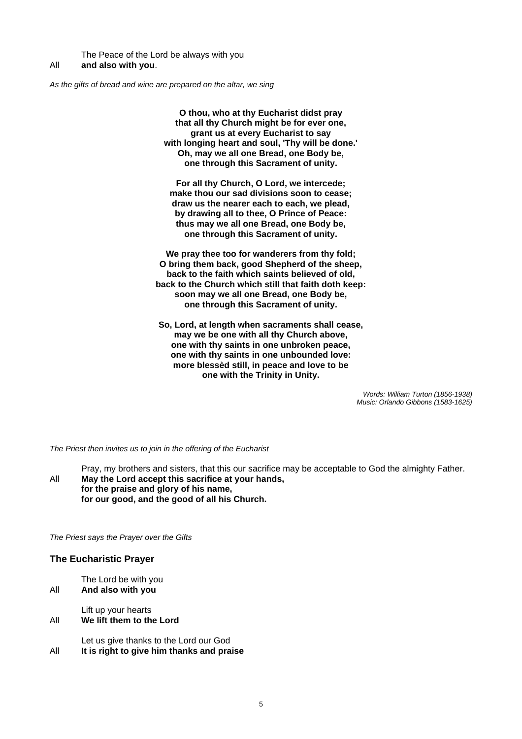The Peace of the Lord be always with you

All **and also with you**.

*As the gifts of bread and wine are prepared on the altar, we sing*

**O thou, who at thy Eucharist didst pray**
**that all thy Church might be for ever one,**
**grant us at every Eucharist to say**
**with longing heart and soul, 'Thy will be done.'**
**Oh, may we all one Bread, one Body be,**
**one through this Sacrament of unity.**

**For all thy Church, O Lord, we intercede;**
**make thou our sad divisions soon to cease;**
**draw us the nearer each to each, we plead,**
**by drawing all to thee, O Prince of Peace:**
**thus may we all one Bread, one Body be,**
**one through this Sacrament of unity.**

**We pray thee too for wanderers from thy fold;**
**O bring them back, good Shepherd of the sheep,**
**back to the faith which saints believed of old,**
**back to the Church which still that faith doth keep:**
**soon may we all one Bread, one Body be,**
**one through this Sacrament of unity.**

**So, Lord, at length when sacraments shall cease,**
**may we be one with all thy Church above,**
**one with thy saints in one unbroken peace,**
**one with thy saints in one unbounded love:**
**more blessèd still, in peace and love to be**
**one with the Trinity in Unity.**

*Words: William Turton (1856-1938)*
*Music: Orlando Gibbons (1583-1625)*

*The Priest then invites us to join in the offering of the Eucharist*

Pray, my brothers and sisters, that this our sacrifice may be acceptable to God the almighty Father.

All **May the Lord accept this sacrifice at your hands,**
**for the praise and glory of his name,**
**for our good, and the good of all his Church.**

*The Priest says the Prayer over the Gifts*

## The Eucharistic Prayer

The Lord be with you

All **And also with you**

Lift up your hearts

All **We lift them to the Lord**

Let us give thanks to the Lord our God

All **It is right to give him thanks and praise**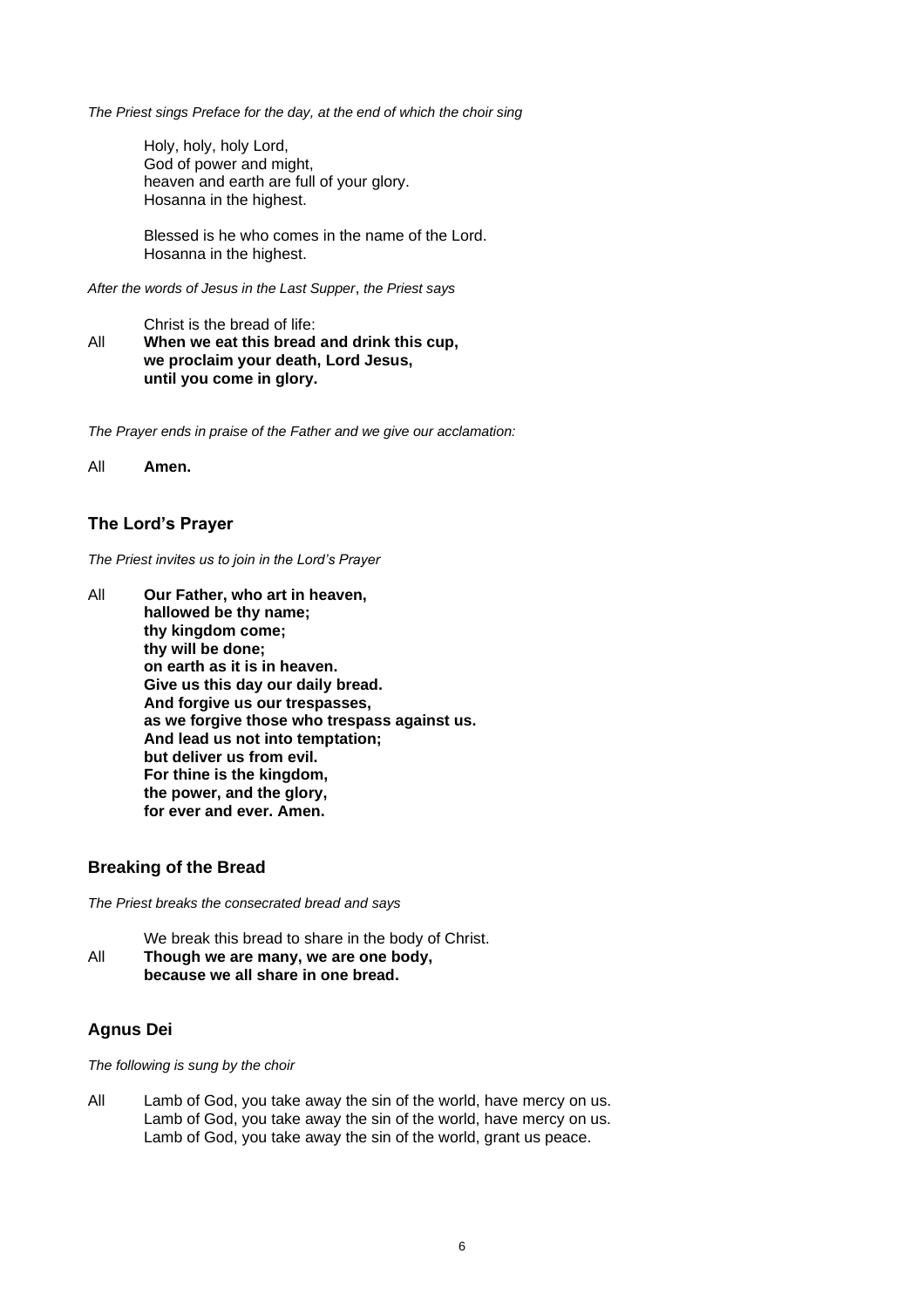*The Priest sings Preface for the day, at the end of which the choir sing*

Holy, holy, holy Lord,
God of power and might,
heaven and earth are full of your glory.
Hosanna in the highest.

Blessed is he who comes in the name of the Lord.
Hosanna in the highest.

*After the words of Jesus in the Last Supper*, *the Priest says*

Christ is the bread of life:

All **When we eat this bread and drink this cup,**
**we proclaim your death, Lord Jesus,**
**until you come in glory.**

*The Prayer ends in praise of the Father and we give our acclamation:*

All **Amen.**

## The Lord's Prayer

*The Priest invites us to join in the Lord's Prayer*

All **Our Father, who art in heaven,**
**hallowed be thy name;**
**thy kingdom come;**
**thy will be done;**
**on earth as it is in heaven.**
**Give us this day our daily bread.**
**And forgive us our trespasses,**
**as we forgive those who trespass against us.**
**And lead us not into temptation;**
**but deliver us from evil.**
**For thine is the kingdom,**
**the power, and the glory,**
**for ever and ever. Amen.**

## Breaking of the Bread

*The Priest breaks the consecrated bread and says*

We break this bread to share in the body of Christ.

All **Though we are many, we are one body,**
**because we all share in one bread.**

## Agnus Dei

*The following is sung by the choir*

All Lamb of God, you take away the sin of the world, have mercy on us.
Lamb of God, you take away the sin of the world, have mercy on us.
Lamb of God, you take away the sin of the world, grant us peace.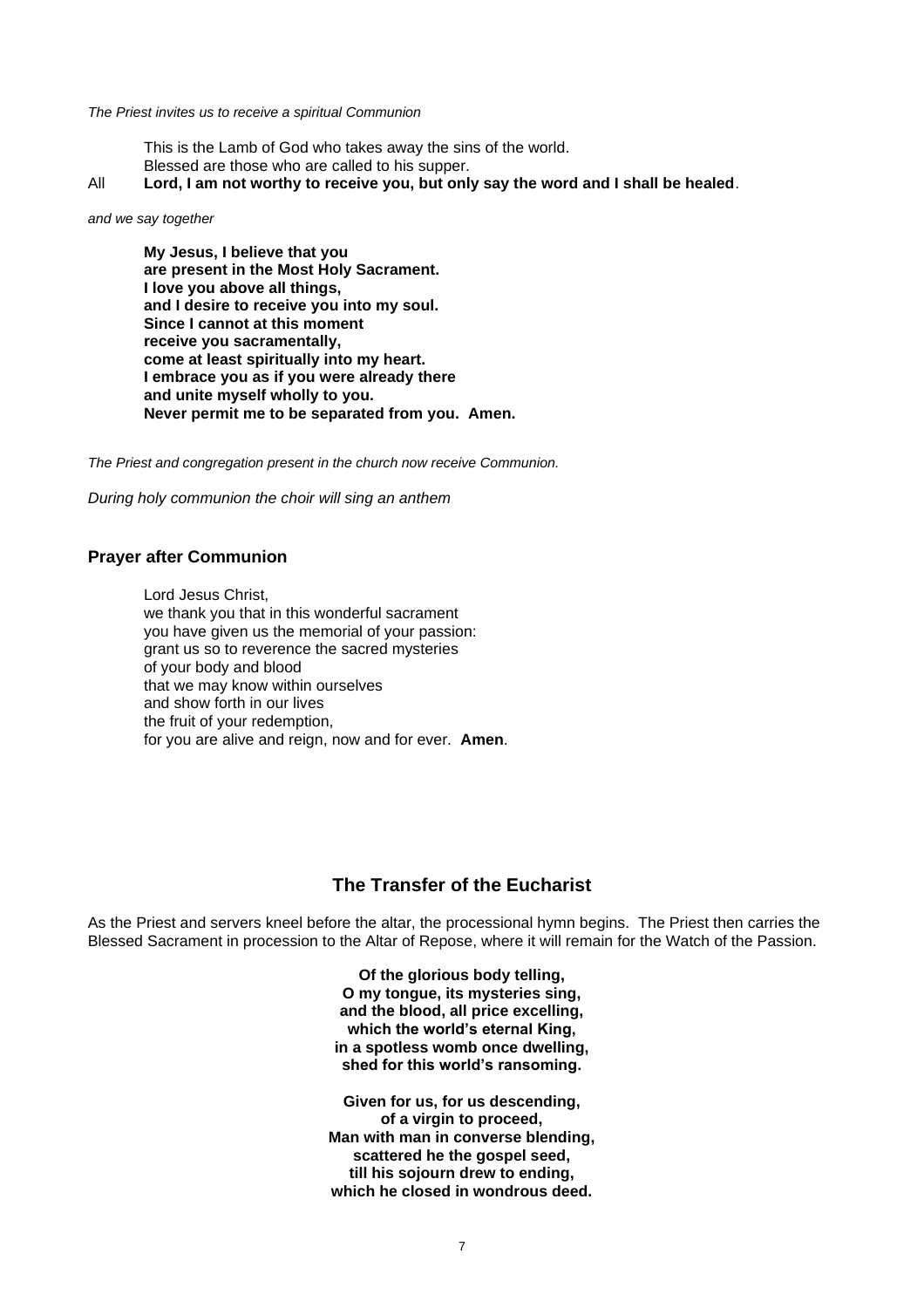*The Priest invites us to receive a spiritual Communion*

This is the Lamb of God who takes away the sins of the world.
Blessed are those who are called to his supper.

All **Lord, I am not worthy to receive you, but only say the word and I shall be healed**.

*and we say together*

**My Jesus, I believe that you**
**are present in the Most Holy Sacrament.**
**I love you above all things,**
**and I desire to receive you into my soul.**
**Since I cannot at this moment**
**receive you sacramentally,**
**come at least spiritually into my heart.**
**I embrace you as if you were already there**
**and unite myself wholly to you.**
**Never permit me to be separated from you. Amen.**

*The Priest and congregation present in the church now receive Communion.*

*During holy communion the choir will sing an anthem*

### Prayer after Communion

Lord Jesus Christ,
we thank you that in this wonderful sacrament
you have given us the memorial of your passion:
grant us so to reverence the sacred mysteries
of your body and blood
that we may know within ourselves
and show forth in our lives
the fruit of your redemption,
for you are alive and reign, now and for ever. **Amen**.

## The Transfer of the Eucharist

As the Priest and servers kneel before the altar, the processional hymn begins. The Priest then carries the Blessed Sacrament in procession to the Altar of Repose, where it will remain for the Watch of the Passion.

**Of the glorious body telling,**
**O my tongue, its mysteries sing,**
**and the blood, all price excelling,**
**which the world's eternal King,**
**in a spotless womb once dwelling,**
**shed for this world's ransoming.**

**Given for us, for us descending,**
**of a virgin to proceed,**
**Man with man in converse blending,**
**scattered he the gospel seed,**
**till his sojourn drew to ending,**
**which he closed in wondrous deed.**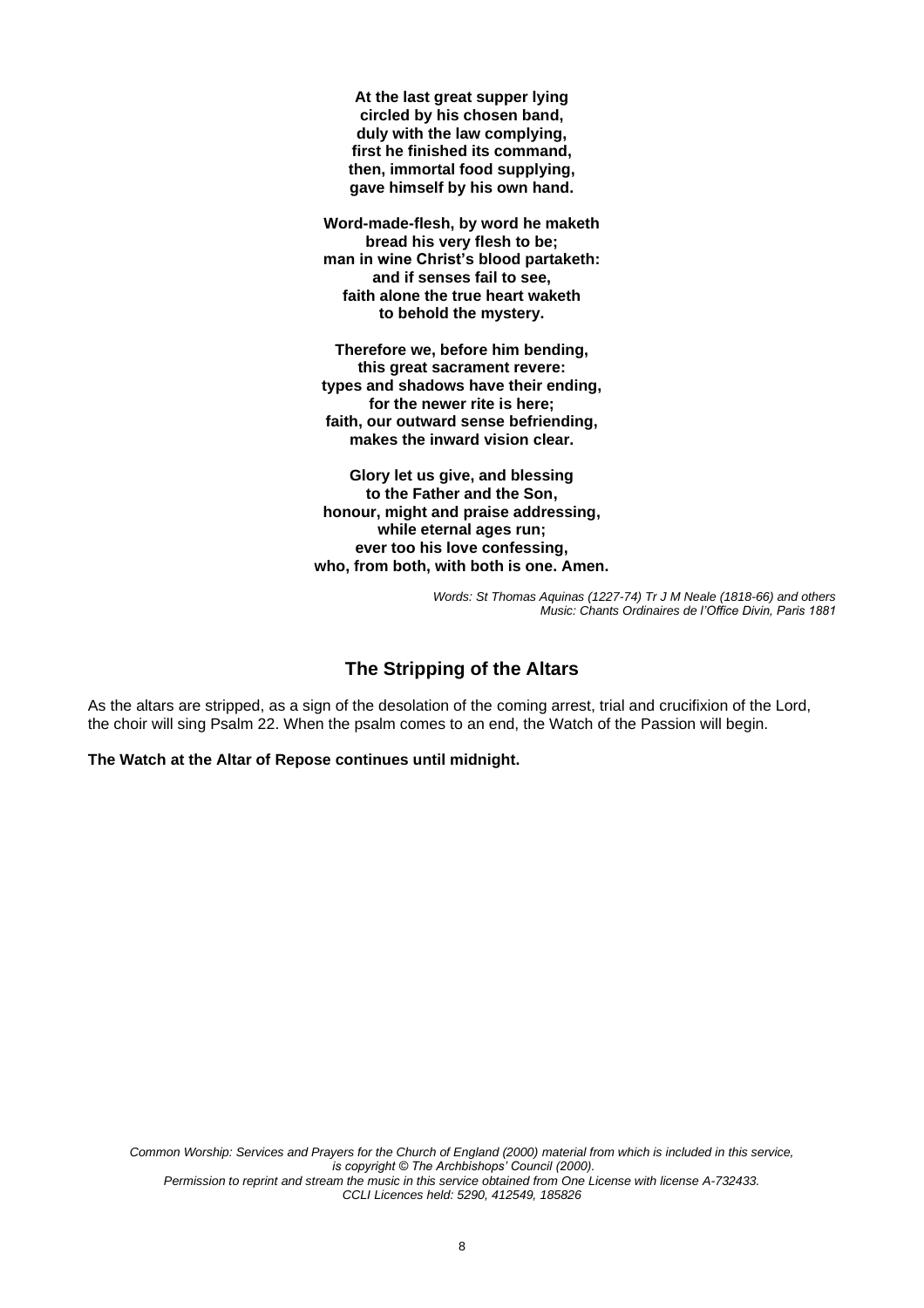**At the last great supper lying**
**circled by his chosen band,**
**duly with the law complying,**
**first he finished its command,**
**then, immortal food supplying,**
**gave himself by his own hand.**

**Word-made-flesh, by word he maketh**
**bread his very flesh to be;**
**man in wine Christ's blood partaketh:**
**and if senses fail to see,**
**faith alone the true heart waketh**
**to behold the mystery.**

**Therefore we, before him bending,**
**this great sacrament revere:**
**types and shadows have their ending,**
**for the newer rite is here;**
**faith, our outward sense befriending,**
**makes the inward vision clear.**

**Glory let us give, and blessing**
**to the Father and the Son,**
**honour, might and praise addressing,**
**while eternal ages run;**
**ever too his love confessing,**
**who, from both, with both is one. Amen.**

*Words: St Thomas Aquinas (1227-74) Tr J M Neale (1818-66) and others*
*Music: Chants Ordinaires de l'Office Divin, Paris 1881*

## The Stripping of the Altars

As the altars are stripped, as a sign of the desolation of the coming arrest, trial and crucifixion of the Lord, the choir will sing Psalm 22. When the psalm comes to an end, the Watch of the Passion will begin.

**The Watch at the Altar of Repose continues until midnight.**

*Common Worship: Services and Prayers for the Church of England (2000) material from which is included in this service, is copyright © The Archbishops' Council (2000).*
*Permission to reprint and stream the music in this service obtained from One License with license A-732433.*
*CCLI Licences held: 5290, 412549, 185826*